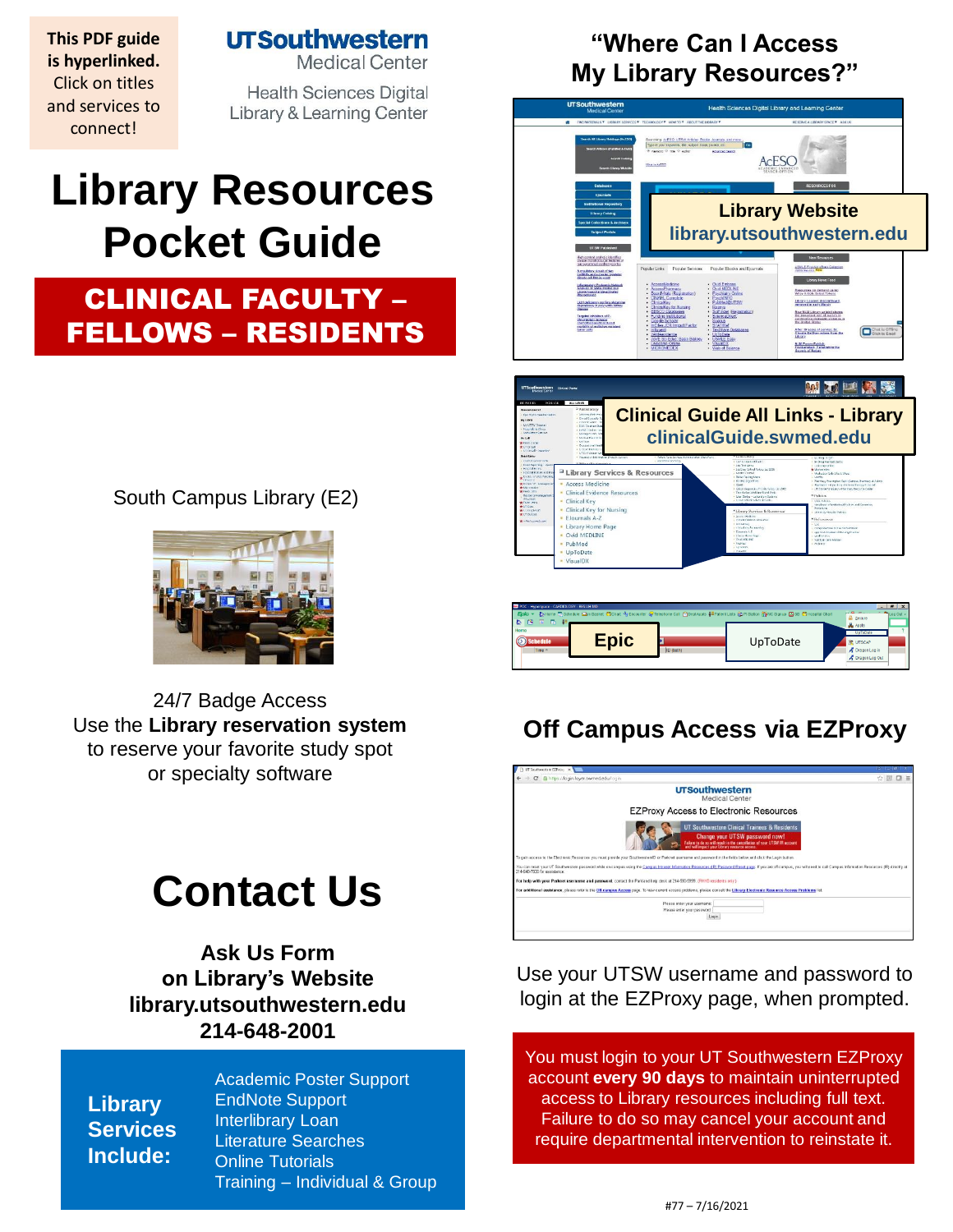**This PDF guide is hyperlinked.** Click on titles and services to connect!

UTSouthwestern Medical Center

Health Sciences Digital Library & Learning Center

# Library Resources Pocket Guide

## CLINICAL FACULTY – FELLOWS – RESIDENTS

South Campus Library (E2)

24/7 Badge Access
Use the **Library reservation system** to reserve your favorite study spot or specialty software

# "Where Can I Access My Library Resources?"

**Library Website**
**library.utsouthwestern.edu**

**Clinical Guide All Links - Library**
**clinicalGuide.swmed.edu**

Library Services & Resources
- Access Medicine
- Clinical Evidence Resources
- Clinical Key
- Clinical Key for Nursing
- EJournals A-Z
- Library Home Page
- Ovid MEDLINE
- PubMed
- UpToDate
- VisualDX

**Epic**

UpToDate

## Off Campus Access via EZProxy

Use your UTSW username and password to login at the EZProxy page, when prompted.

You must login to your UT Southwestern EZProxy account **every 90 days** to maintain uninterrupted access to Library resources including full text. Failure to do so may cancel your account and require departmental intervention to reinstate it.

# Contact Us

**Ask Us Form**
**on Library's Website**
**library.utsouthwestern.edu**
**214-648-2001**

**Library Services Include:**
- Academic Poster Support
- EndNote Support
- Interlibrary Loan
- Literature Searches
- Online Tutorials
- Training – Individual & Group

#77 – 7/16/2021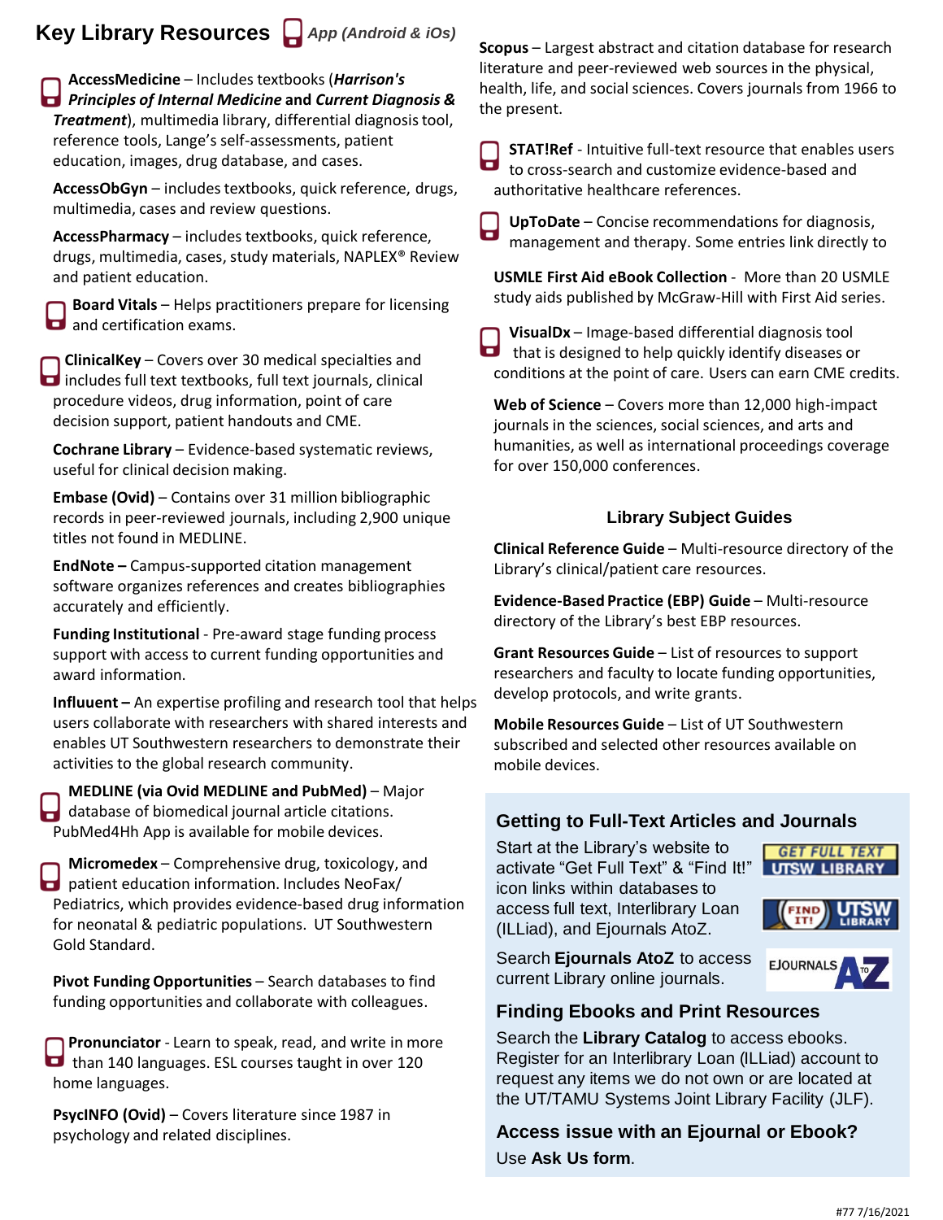## Key Library Resources

*App (Android & iOs)*

**AccessMedicine** – Includes textbooks (***Harrison's Principles of Internal Medicine*** **and *Current Diagnosis & Treatment***), multimedia library, differential diagnosis tool, reference tools, Lange's self-assessments, patient education, images, drug database, and cases.

**AccessObGyn** – includes textbooks, quick reference, drugs, multimedia, cases and review questions.

**AccessPharmacy** – includes textbooks, quick reference, drugs, multimedia, cases, study materials, NAPLEX® Review and patient education.

**Board Vitals** – Helps practitioners prepare for licensing and certification exams.

**ClinicalKey** – Covers over 30 medical specialties and includes full text textbooks, full text journals, clinical procedure videos, drug information, point of care decision support, patient handouts and CME.

**Cochrane Library** – Evidence-based systematic reviews, useful for clinical decision making.

**Embase (Ovid)** – Contains over 31 million bibliographic records in peer-reviewed journals, including 2,900 unique titles not found in MEDLINE.

**EndNote –** Campus-supported citation management software organizes references and creates bibliographies accurately and efficiently.

**Funding Institutional** - Pre-award stage funding process support with access to current funding opportunities and award information.

**Influuent –** An expertise profiling and research tool that helps users collaborate with researchers with shared interests and enables UT Southwestern researchers to demonstrate their activities to the global research community.

**MEDLINE (via Ovid MEDLINE and PubMed)** – Major database of biomedical journal article citations. PubMed4Hh App is available for mobile devices.

**Micromedex** – Comprehensive drug, toxicology, and patient education information. Includes NeoFax/ Pediatrics, which provides evidence-based drug information for neonatal & pediatric populations. UT Southwestern Gold Standard.

**Pivot Funding Opportunities** – Search databases to find funding opportunities and collaborate with colleagues.

**Pronunciator** - Learn to speak, read, and write in more than 140 languages. ESL courses taught in over 120 home languages.

**PsycINFO (Ovid)** – Covers literature since 1987 in psychology and related disciplines.

**Scopus** – Largest abstract and citation database for research literature and peer-reviewed web sources in the physical, health, life, and social sciences. Covers journals from 1966 to the present.

**STAT!Ref** - Intuitive full-text resource that enables users to cross-search and customize evidence-based and authoritative healthcare references.

**UpToDate** – Concise recommendations for diagnosis, management and therapy. Some entries link directly to

**USMLE First Aid eBook Collection** - More than 20 USMLE study aids published by McGraw-Hill with First Aid series.

**VisualDx** – Image-based differential diagnosis tool that is designed to help quickly identify diseases or conditions at the point of care. Users can earn CME credits.

**Web of Science** – Covers more than 12,000 high-impact journals in the sciences, social sciences, and arts and humanities, as well as international proceedings coverage for over 150,000 conferences.

### Library Subject Guides

**Clinical Reference Guide** – Multi-resource directory of the Library's clinical/patient care resources.

**Evidence-Based Practice (EBP) Guide** – Multi-resource directory of the Library's best EBP resources.

**Grant Resources Guide** – List of resources to support researchers and faculty to locate funding opportunities, develop protocols, and write grants.

**Mobile Resources Guide** – List of UT Southwestern subscribed and selected other resources available on mobile devices.

### Getting to Full-Text Articles and Journals

Start at the Library's website to activate "Get Full Text" & "Find It!" icon links within databases to access full text, Interlibrary Loan (ILLiad), and Ejournals AtoZ.

GET FULL TEXT UTSW LIBRARY

FIND IT! UTSW LIBRARY

Search **Ejournals AtoZ** to access current Library online journals.

EJOURNALS A TO Z

### Finding Ebooks and Print Resources

Search the **Library Catalog** to access ebooks. Register for an Interlibrary Loan (ILLiad) account to request any items we do not own or are located at the UT/TAMU Systems Joint Library Facility (JLF).

### Access issue with an Ejournal or Ebook?

Use **Ask Us form**.

#77 7/16/2021